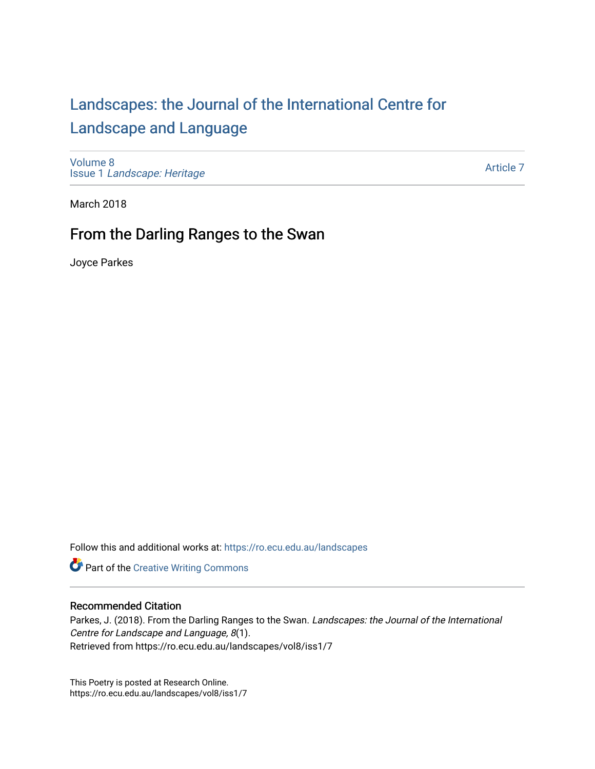# Landscapes: the Journal of the International Centre for Landscape and Language

Volume 8
Issue 1 *Landscape: Heritage*

Article 7

March 2018

## From the Darling Ranges to the Swan

Joyce Parkes

Follow this and additional works at: https://ro.ecu.edu.au/landscapes

Part of the Creative Writing Commons

### Recommended Citation

Parkes, J. (2018). From the Darling Ranges to the Swan. *Landscapes: the Journal of the International Centre for Landscape and Language, 8*(1).
Retrieved from https://ro.ecu.edu.au/landscapes/vol8/iss1/7

This Poetry is posted at Research Online.
https://ro.ecu.edu.au/landscapes/vol8/iss1/7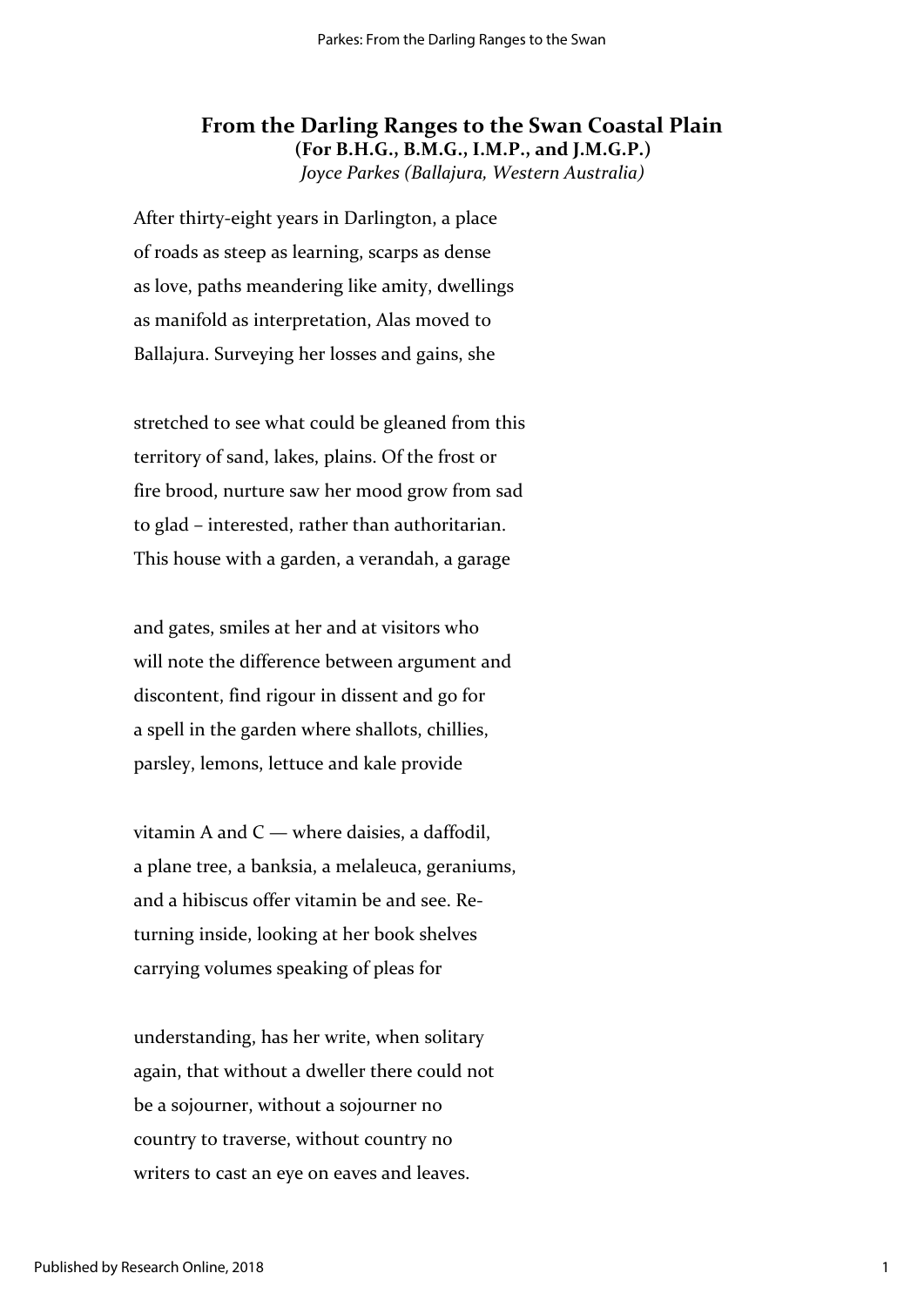## From the Darling Ranges to the Swan Coastal Plain

**(For B.H.G., B.M.G., I.M.P., and J.M.G.P.)**

*Joyce Parkes (Ballajura, Western Australia)*

After thirty-eight years in Darlington, a place  
of roads as steep as learning, scarps as dense  
as love, paths meandering like amity, dwellings  
as manifold as interpretation, Alas moved to  
Ballajura. Surveying her losses and gains, she

stretched to see what could be gleaned from this  
territory of sand, lakes, plains. Of the frost or  
fire brood, nurture saw her mood grow from sad  
to glad – interested, rather than authoritarian.  
This house with a garden, a verandah, a garage

and gates, smiles at her and at visitors who  
will note the difference between argument and  
discontent, find rigour in dissent and go for  
a spell in the garden where shallots, chillies,  
parsley, lemons, lettuce and kale provide

vitamin A and C — where daisies, a daffodil,  
a plane tree, a banksia, a melaleuca, geraniums,  
and a hibiscus offer vitamin be and see. Re-  
turning inside, looking at her book shelves  
carrying volumes speaking of pleas for

understanding, has her write, when solitary  
again, that without a dweller there could not  
be a sojourner, without a sojourner no  
country to traverse, without country no  
writers to cast an eye on eaves and leaves.

Published by Research Online, 2018